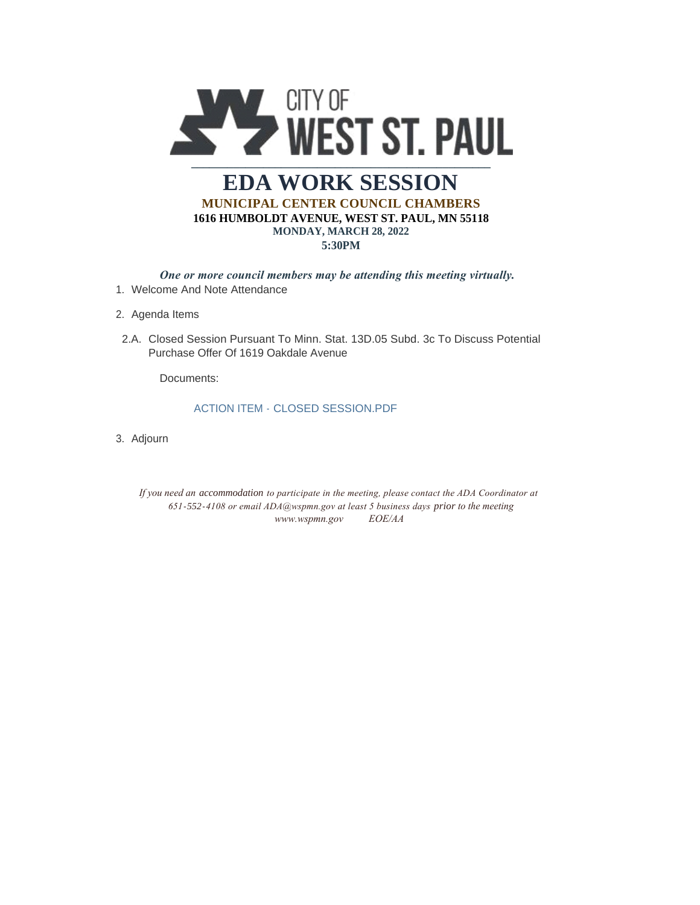CITY OF WEST ST. PAUL

# EDA WORK SESSION

**MUNICIPAL CENTER COUNCIL CHAMBERS**

**1616 HUMBOLDT AVENUE, WEST ST. PAUL, MN 55118**

**MONDAY, MARCH 28, 2022**

**5:30PM**

***One or more council members may be attending this meeting virtually.***

1. Welcome And Note Attendance

2. Agenda Items

   2.A. Closed Session Pursuant To Minn. Stat. 13D.05 Subd. 3c To Discuss Potential Purchase Offer Of 1619 Oakdale Avenue

   Documents:

   ACTION ITEM - CLOSED SESSION.PDF

3. Adjourn

*If you need an accommodation to participate in the meeting, please contact the ADA Coordinator at 651-552-4108 or email ADA@wspmn.gov at least 5 business days prior to the meeting*
*www.wspmn.gov EOE/AA*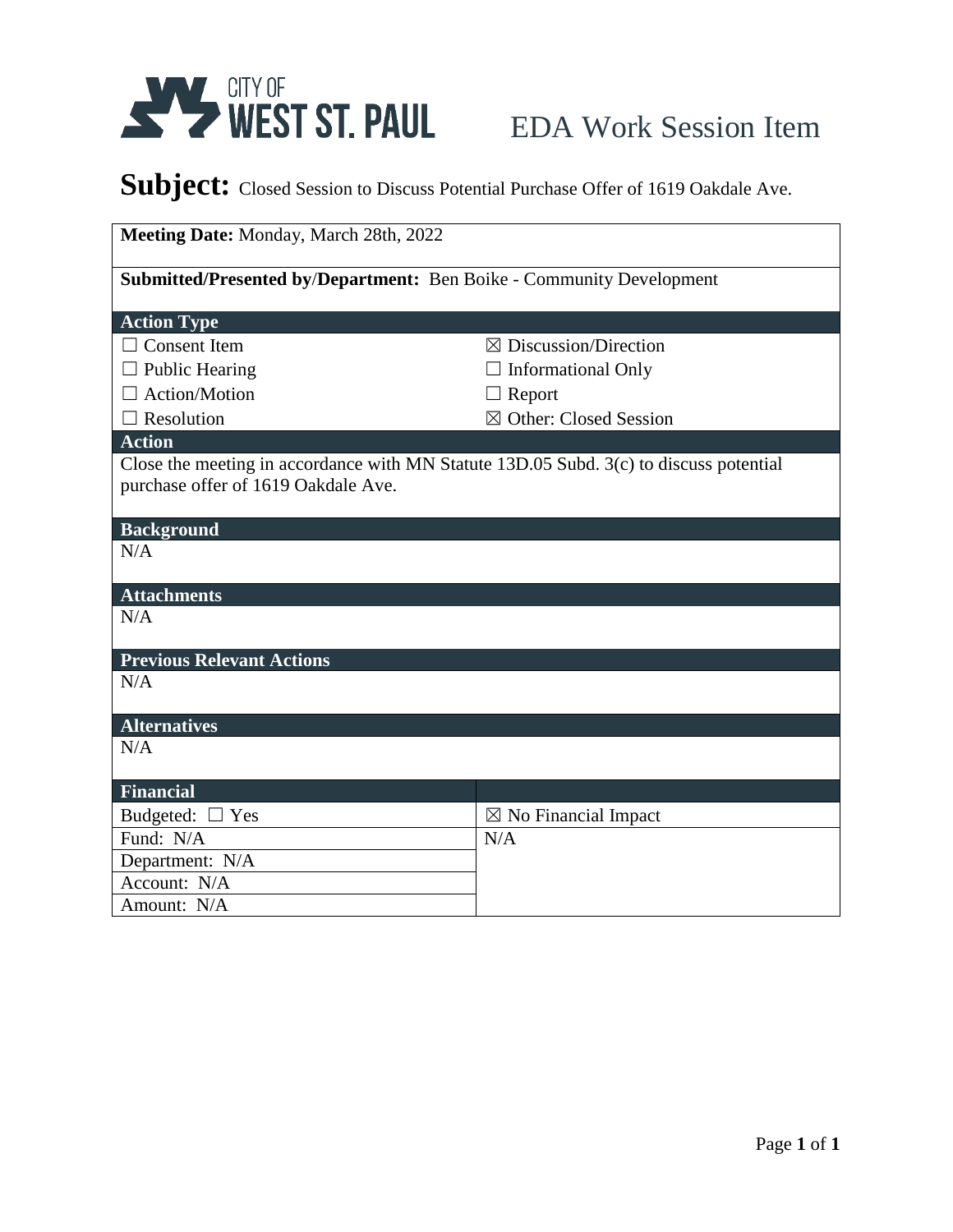CITY OF WEST ST. PAUL

# EDA Work Session Item

**Subject:** Closed Session to Discuss Potential Purchase Offer of 1619 Oakdale Ave.

**Meeting Date:** Monday, March 28th, 2022

**Submitted/Presented by/Department:** Ben Boike - Community Development

**Action Type**

| | |
|---|---|
| ☐ Consent Item | ☒ Discussion/Direction |
| ☐ Public Hearing | ☐ Informational Only |
| ☐ Action/Motion | ☐ Report |
| ☐ Resolution | ☒ Other: Closed Session |

**Action**

Close the meeting in accordance with MN Statute 13D.05 Subd. 3(c) to discuss potential purchase offer of 1619 Oakdale Ave.

**Background**

N/A

**Attachments**

N/A

**Previous Relevant Actions**

N/A

**Alternatives**

N/A

| Financial | |
|---|---|
| Budgeted: ☐ Yes | ☒ No Financial Impact |
| Fund: N/A | N/A |
| Department: N/A | |
| Account: N/A | |
| Amount: N/A | |